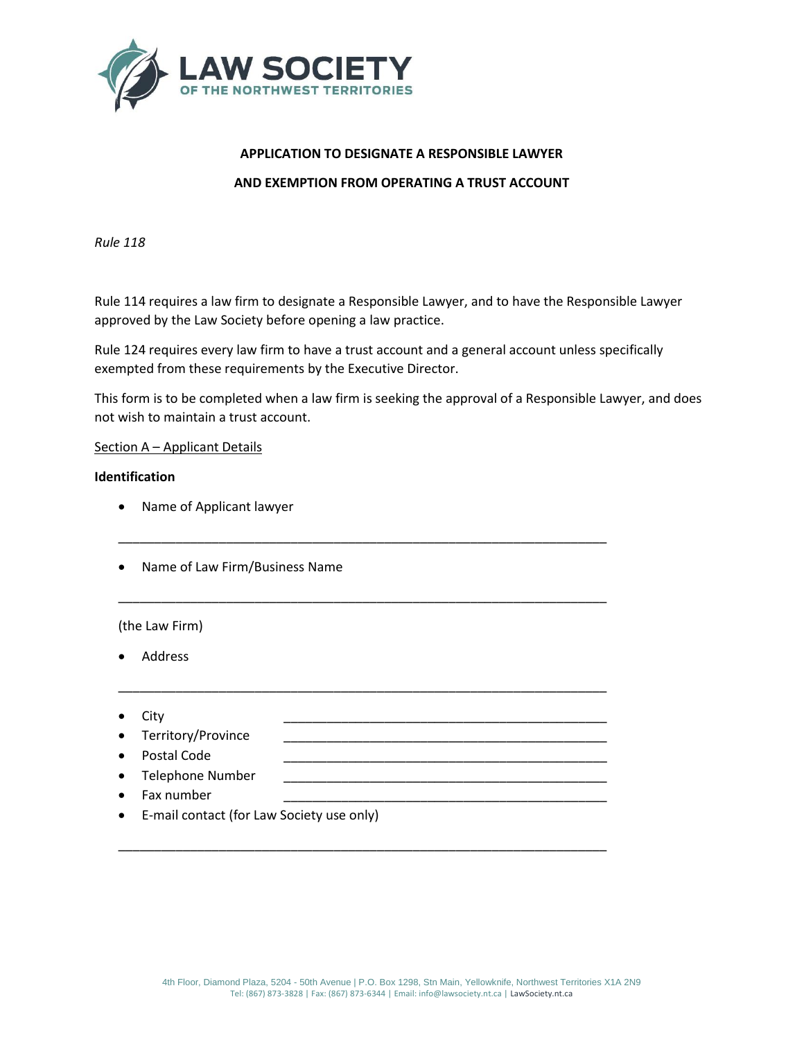LAW SOCIETY
OF THE NORTHWEST TERRITORIES

**APPLICATION TO DESIGNATE A RESPONSIBLE LAWYER**

**AND EXEMPTION FROM OPERATING A TRUST ACCOUNT**

*Rule 118*

Rule 114 requires a law firm to designate a Responsible Lawyer, and to have the Responsible Lawyer approved by the Law Society before opening a law practice.

Rule 124 requires every law firm to have a trust account and a general account unless specifically exempted from these requirements by the Executive Director.

This form is to be completed when a law firm is seeking the approval of a Responsible Lawyer, and does not wish to maintain a trust account.

<u>Section A – Applicant Details</u>

**Identification**

- Name of Applicant lawyer

_______________________________________________________________

- Name of Law Firm/Business Name

_______________________________________________________________

(the Law Firm)

- Address

_______________________________________________________________

- City _______________________________________
- Territory/Province _______________________________________
- Postal Code _______________________________________
- Telephone Number _______________________________________
- Fax number _______________________________________
- E-mail contact (for Law Society use only)

_______________________________________________________________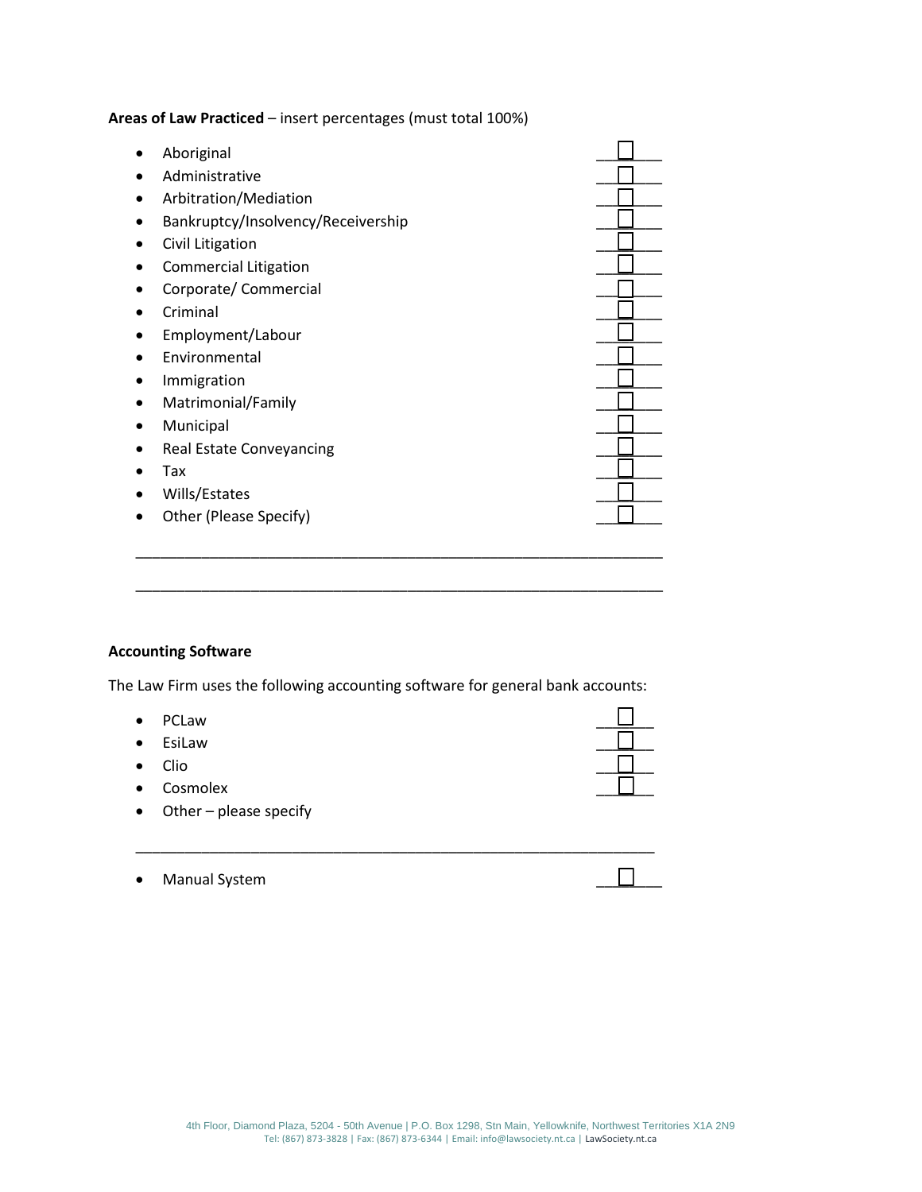**Areas of Law Practiced** – insert percentages (must total 100%)

- Aboriginal ☐
- Administrative ☐
- Arbitration/Mediation ☐
- Bankruptcy/Insolvency/Receivership ☐
- Civil Litigation ☐
- Commercial Litigation ☐
- Corporate/ Commercial ☐
- Criminal ☐
- Employment/Labour ☐
- Environmental ☐
- Immigration ☐
- Matrimonial/Family ☐
- Municipal ☐
- Real Estate Conveyancing ☐
- Tax ☐
- Wills/Estates ☐
- Other (Please Specify) ☐

\_\_\_\_\_\_\_\_\_\_\_\_\_\_\_\_\_\_\_\_\_\_\_\_\_\_\_\_\_\_\_\_\_\_\_\_\_\_\_\_\_\_\_\_\_\_\_\_\_\_\_\_\_\_\_\_\_\_\_\_

\_\_\_\_\_\_\_\_\_\_\_\_\_\_\_\_\_\_\_\_\_\_\_\_\_\_\_\_\_\_\_\_\_\_\_\_\_\_\_\_\_\_\_\_\_\_\_\_\_\_\_\_\_\_\_\_\_\_\_\_

**Accounting Software**

The Law Firm uses the following accounting software for general bank accounts:

- PCLaw ☐
- EsiLaw ☐
- Clio ☐
- Cosmolex ☐
- Other – please specify

\_\_\_\_\_\_\_\_\_\_\_\_\_\_\_\_\_\_\_\_\_\_\_\_\_\_\_\_\_\_\_\_\_\_\_\_\_\_\_\_\_\_\_\_\_\_\_\_\_\_\_\_\_\_\_\_\_\_\_\_

- Manual System ☐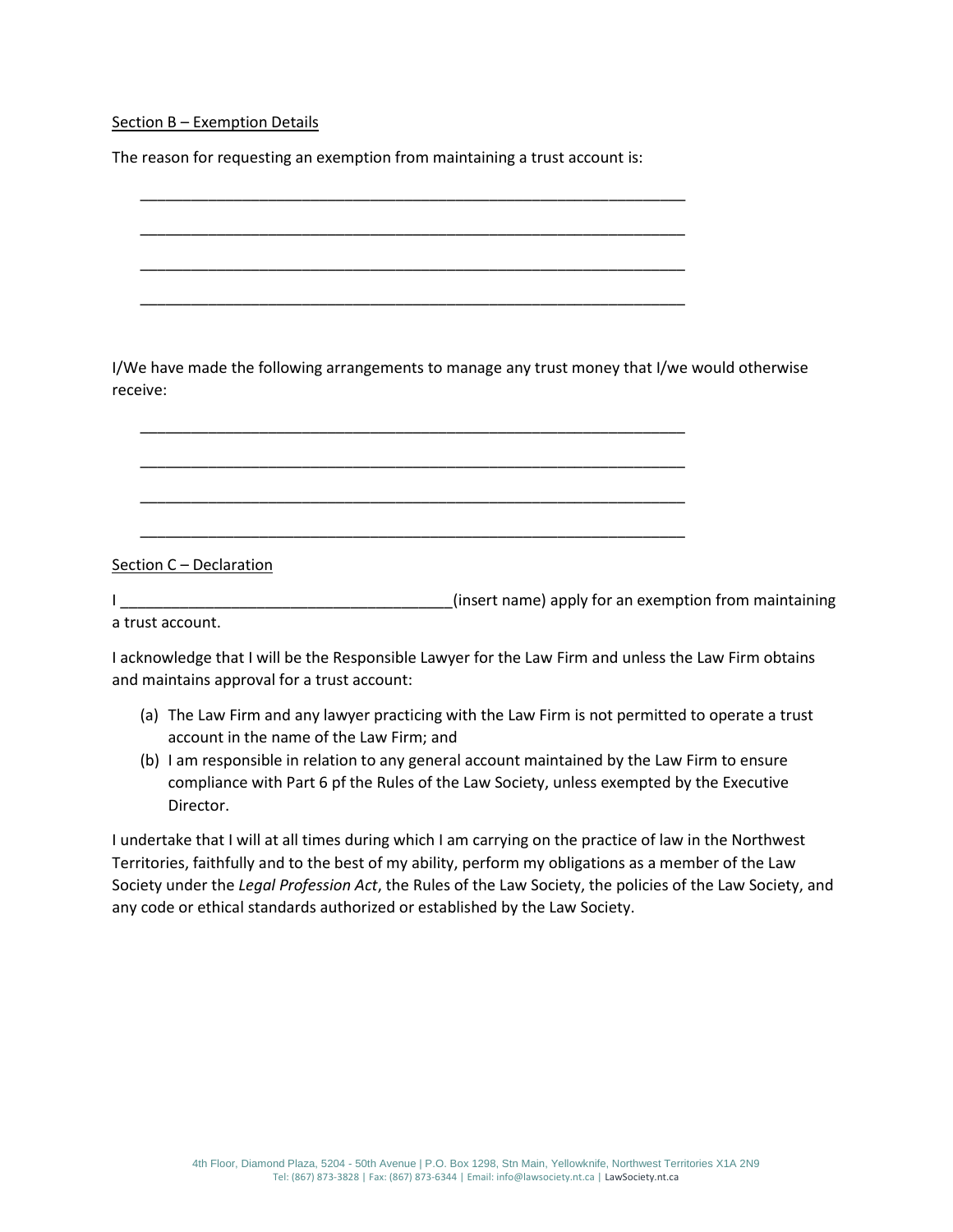Section B – Exemption Details

The reason for requesting an exemption from maintaining a trust account is:

___________________________________________________________________

___________________________________________________________________

___________________________________________________________________

___________________________________________________________________

I/We have made the following arrangements to manage any trust money that I/we would otherwise receive:

___________________________________________________________________

___________________________________________________________________

___________________________________________________________________

___________________________________________________________________

Section C – Declaration

I ________________________________________(insert name) apply for an exemption from maintaining a trust account.

I acknowledge that I will be the Responsible Lawyer for the Law Firm and unless the Law Firm obtains and maintains approval for a trust account:

(a) The Law Firm and any lawyer practicing with the Law Firm is not permitted to operate a trust account in the name of the Law Firm; and
(b) I am responsible in relation to any general account maintained by the Law Firm to ensure compliance with Part 6 pf the Rules of the Law Society, unless exempted by the Executive Director.

I undertake that I will at all times during which I am carrying on the practice of law in the Northwest Territories, faithfully and to the best of my ability, perform my obligations as a member of the Law Society under the *Legal Profession Act*, the Rules of the Law Society, the policies of the Law Society, and any code or ethical standards authorized or established by the Law Society.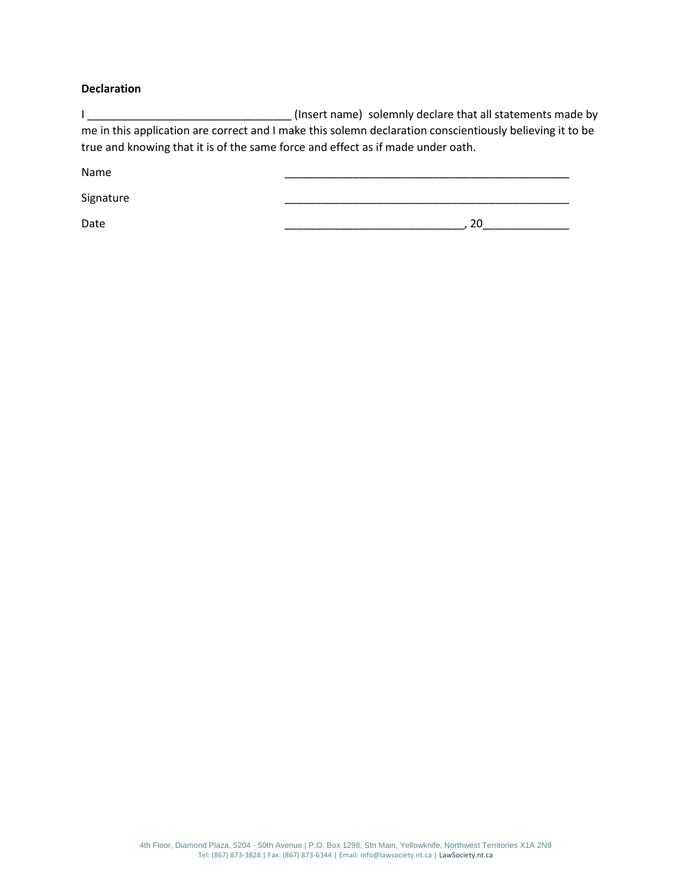**Declaration**

I _________________________________ (Insert name) solemnly declare that all statements made by me in this application are correct and I make this solemn declaration conscientiously believing it to be true and knowing that it is of the same force and effect as if made under oath.

| | |
|---|---|
| Name | _______________________________________________ |
| Signature | _______________________________________________ |
| Date | _____________________________, 20______________ |